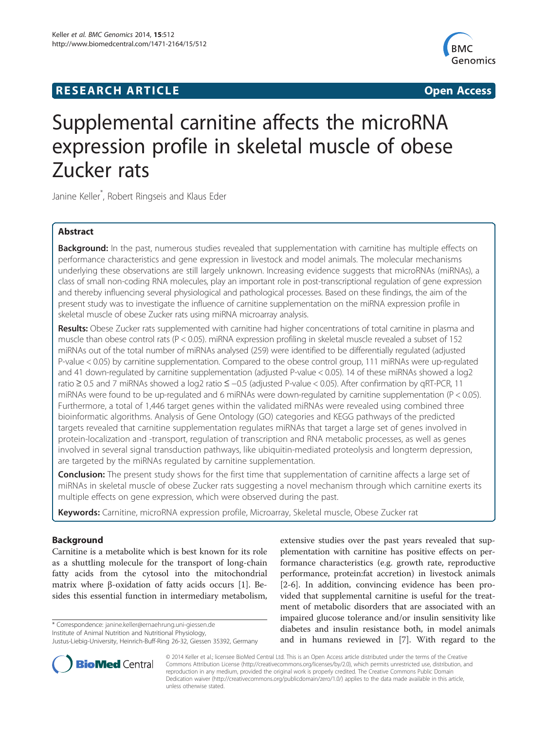**RESEARCH ARTICLE** **Open Access**

# Supplemental carnitine affects the microRNA expression profile in skeletal muscle of obese Zucker rats

Janine Keller*, Robert Ringseis and Klaus Eder

## Abstract

**Background:** In the past, numerous studies revealed that supplementation with carnitine has multiple effects on performance characteristics and gene expression in livestock and model animals. The molecular mechanisms underlying these observations are still largely unknown. Increasing evidence suggests that microRNAs (miRNAs), a class of small non-coding RNA molecules, play an important role in post-transcriptional regulation of gene expression and thereby influencing several physiological and pathological processes. Based on these findings, the aim of the present study was to investigate the influence of carnitine supplementation on the miRNA expression profile in skeletal muscle of obese Zucker rats using miRNA microarray analysis.

**Results:** Obese Zucker rats supplemented with carnitine had higher concentrations of total carnitine in plasma and muscle than obese control rats ($P < 0.05$). miRNA expression profiling in skeletal muscle revealed a subset of 152 miRNAs out of the total number of miRNAs analysed (259) were identified to be differentially regulated (adjusted P-value < 0.05) by carnitine supplementation. Compared to the obese control group, 111 miRNAs were up-regulated and 41 down-regulated by carnitine supplementation (adjusted P-value < 0.05). 14 of these miRNAs showed a log2 ratio ≥ 0.5 and 7 miRNAs showed a log2 ratio ≤ −0.5 (adjusted P-value < 0.05). After confirmation by qRT-PCR, 11 miRNAs were found to be up-regulated and 6 miRNAs were down-regulated by carnitine supplementation ($P < 0.05$). Furthermore, a total of 1,446 target genes within the validated miRNAs were revealed using combined three bioinformatic algorithms. Analysis of Gene Ontology (GO) categories and KEGG pathways of the predicted targets revealed that carnitine supplementation regulates miRNAs that target a large set of genes involved in protein-localization and -transport, regulation of transcription and RNA metabolic processes, as well as genes involved in several signal transduction pathways, like ubiquitin-mediated proteolysis and longterm depression, are targeted by the miRNAs regulated by carnitine supplementation.

**Conclusion:** The present study shows for the first time that supplementation of carnitine affects a large set of miRNAs in skeletal muscle of obese Zucker rats suggesting a novel mechanism through which carnitine exerts its multiple effects on gene expression, which were observed during the past.

**Keywords:** Carnitine, microRNA expression profile, Microarray, Skeletal muscle, Obese Zucker rat

## Background

Carnitine is a metabolite which is best known for its role as a shuttling molecule for the transport of long-chain fatty acids from the cytosol into the mitochondrial matrix where β-oxidation of fatty acids occurs [1]. Besides this essential function in intermediary metabolism, extensive studies over the past years revealed that supplementation with carnitine has positive effects on performance characteristics (e.g. growth rate, reproductive performance, protein:fat accretion) in livestock animals [2-6]. In addition, convincing evidence has been provided that supplemental carnitine is useful for the treatment of metabolic disorders that are associated with an impaired glucose tolerance and/or insulin sensitivity like diabetes and insulin resistance both, in model animals and in humans reviewed in [7]. With regard to the

\* Correspondence: janine.keller@ernaehrung.uni-giessen.de
Institute of Animal Nutrition and Nutritional Physiology, Justus-Liebig-University, Heinrich-Buff-Ring 26-32, Giessen 35392, Germany

© 2014 Keller et al.; licensee BioMed Central Ltd. This is an Open Access article distributed under the terms of the Creative Commons Attribution License (http://creativecommons.org/licenses/by/2.0), which permits unrestricted use, distribution, and reproduction in any medium, provided the original work is properly credited. The Creative Commons Public Domain Dedication waiver (http://creativecommons.org/publicdomain/zero/1.0/) applies to the data made available in this article, unless otherwise stated.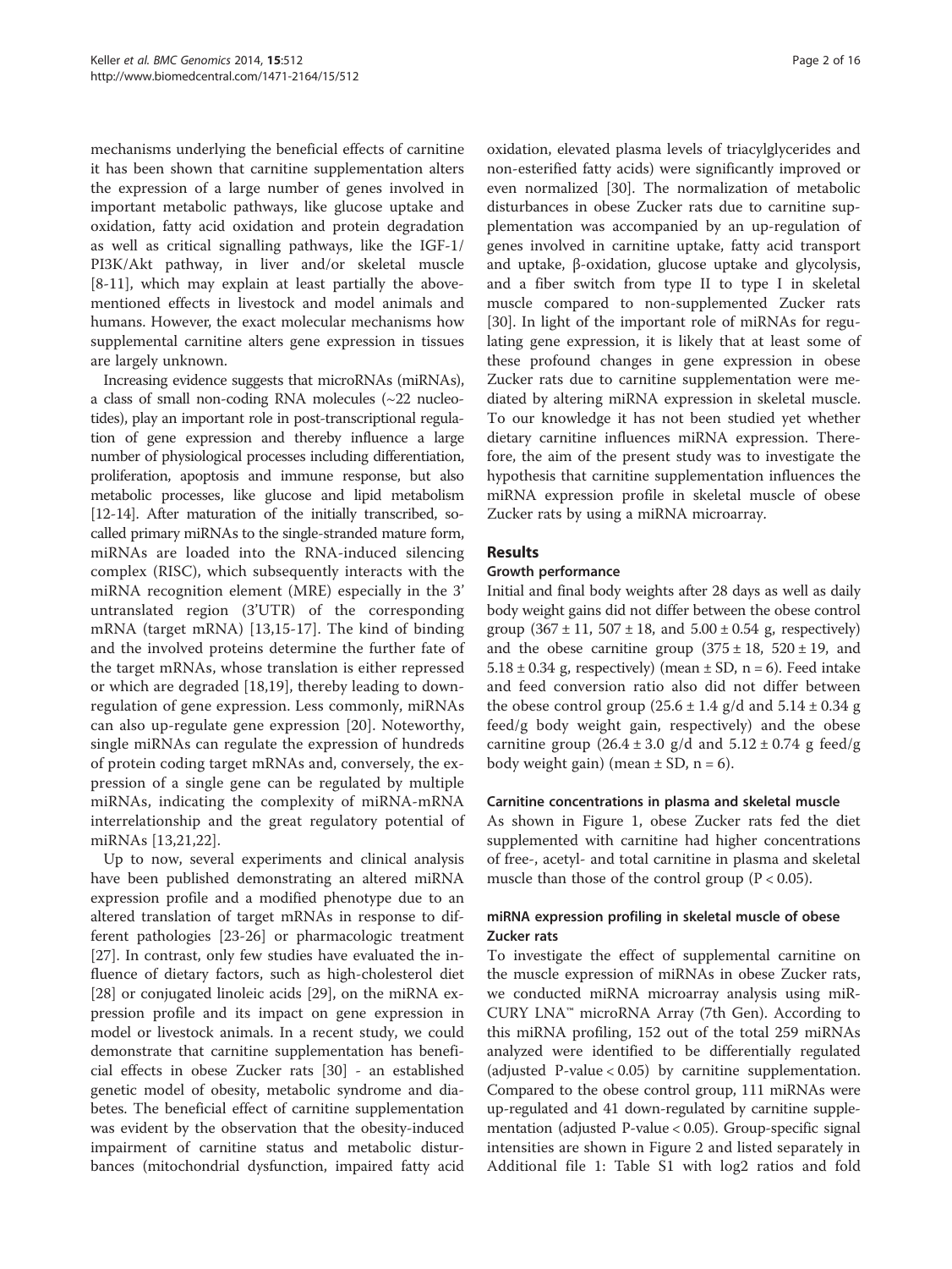mechanisms underlying the beneficial effects of carnitine it has been shown that carnitine supplementation alters the expression of a large number of genes involved in important metabolic pathways, like glucose uptake and oxidation, fatty acid oxidation and protein degradation as well as critical signalling pathways, like the IGF-1/PI3K/Akt pathway, in liver and/or skeletal muscle [8-11], which may explain at least partially the above-mentioned effects in livestock and model animals and humans. However, the exact molecular mechanisms how supplemental carnitine alters gene expression in tissues are largely unknown.

Increasing evidence suggests that microRNAs (miRNAs), a class of small non-coding RNA molecules (~22 nucleotides), play an important role in post-transcriptional regulation of gene expression and thereby influence a large number of physiological processes including differentiation, proliferation, apoptosis and immune response, but also metabolic processes, like glucose and lipid metabolism [12-14]. After maturation of the initially transcribed, so-called primary miRNAs to the single-stranded mature form, miRNAs are loaded into the RNA-induced silencing complex (RISC), which subsequently interacts with the miRNA recognition element (MRE) especially in the 3' untranslated region (3'UTR) of the corresponding mRNA (target mRNA) [13,15-17]. The kind of binding and the involved proteins determine the further fate of the target mRNAs, whose translation is either repressed or which are degraded [18,19], thereby leading to down-regulation of gene expression. Less commonly, miRNAs can also up-regulate gene expression [20]. Noteworthy, single miRNAs can regulate the expression of hundreds of protein coding target mRNAs and, conversely, the expression of a single gene can be regulated by multiple miRNAs, indicating the complexity of miRNA-mRNA interrelationship and the great regulatory potential of miRNAs [13,21,22].

Up to now, several experiments and clinical analysis have been published demonstrating an altered miRNA expression profile and a modified phenotype due to an altered translation of target mRNAs in response to different pathologies [23-26] or pharmacologic treatment [27]. In contrast, only few studies have evaluated the influence of dietary factors, such as high-cholesterol diet [28] or conjugated linoleic acids [29], on the miRNA expression profile and its impact on gene expression in model or livestock animals. In a recent study, we could demonstrate that carnitine supplementation has beneficial effects in obese Zucker rats [30] - an established genetic model of obesity, metabolic syndrome and diabetes. The beneficial effect of carnitine supplementation was evident by the observation that the obesity-induced impairment of carnitine status and metabolic disturbances (mitochondrial dysfunction, impaired fatty acid oxidation, elevated plasma levels of triacylglycerides and non-esterified fatty acids) were significantly improved or even normalized [30]. The normalization of metabolic disturbances in obese Zucker rats due to carnitine supplementation was accompanied by an up-regulation of genes involved in carnitine uptake, fatty acid transport and uptake, β-oxidation, glucose uptake and glycolysis, and a fiber switch from type II to type I in skeletal muscle compared to non-supplemented Zucker rats [30]. In light of the important role of miRNAs for regulating gene expression, it is likely that at least some of these profound changes in gene expression in obese Zucker rats due to carnitine supplementation were mediated by altering miRNA expression in skeletal muscle. To our knowledge it has not been studied yet whether dietary carnitine influences miRNA expression. Therefore, the aim of the present study was to investigate the hypothesis that carnitine supplementation influences the miRNA expression profile in skeletal muscle of obese Zucker rats by using a miRNA microarray.

## Results

### Growth performance

Initial and final body weights after 28 days as well as daily body weight gains did not differ between the obese control group (367 ± 11, 507 ± 18, and 5.00 ± 0.54 g, respectively) and the obese carnitine group (375 ± 18, 520 ± 19, and 5.18 ± 0.34 g, respectively) (mean ± SD, n = 6). Feed intake and feed conversion ratio also did not differ between the obese control group (25.6 ± 1.4 g/d and 5.14 ± 0.34 g feed/g body weight gain, respectively) and the obese carnitine group (26.4 ± 3.0 g/d and 5.12 ± 0.74 g feed/g body weight gain) (mean ± SD, n = 6).

### Carnitine concentrations in plasma and skeletal muscle

As shown in Figure 1, obese Zucker rats fed the diet supplemented with carnitine had higher concentrations of free-, acetyl- and total carnitine in plasma and skeletal muscle than those of the control group ($P < 0.05$).

### miRNA expression profiling in skeletal muscle of obese Zucker rats

To investigate the effect of supplemental carnitine on the muscle expression of miRNAs in obese Zucker rats, we conducted miRNA microarray analysis using miRCURY LNA™ microRNA Array (7th Gen). According to this miRNA profiling, 152 out of the total 259 miRNAs analyzed were identified to be differentially regulated (adjusted P-value < 0.05) by carnitine supplementation. Compared to the obese control group, 111 miRNAs were up-regulated and 41 down-regulated by carnitine supplementation (adjusted P-value < 0.05). Group-specific signal intensities are shown in Figure 2 and listed separately in Additional file 1: Table S1 with log2 ratios and fold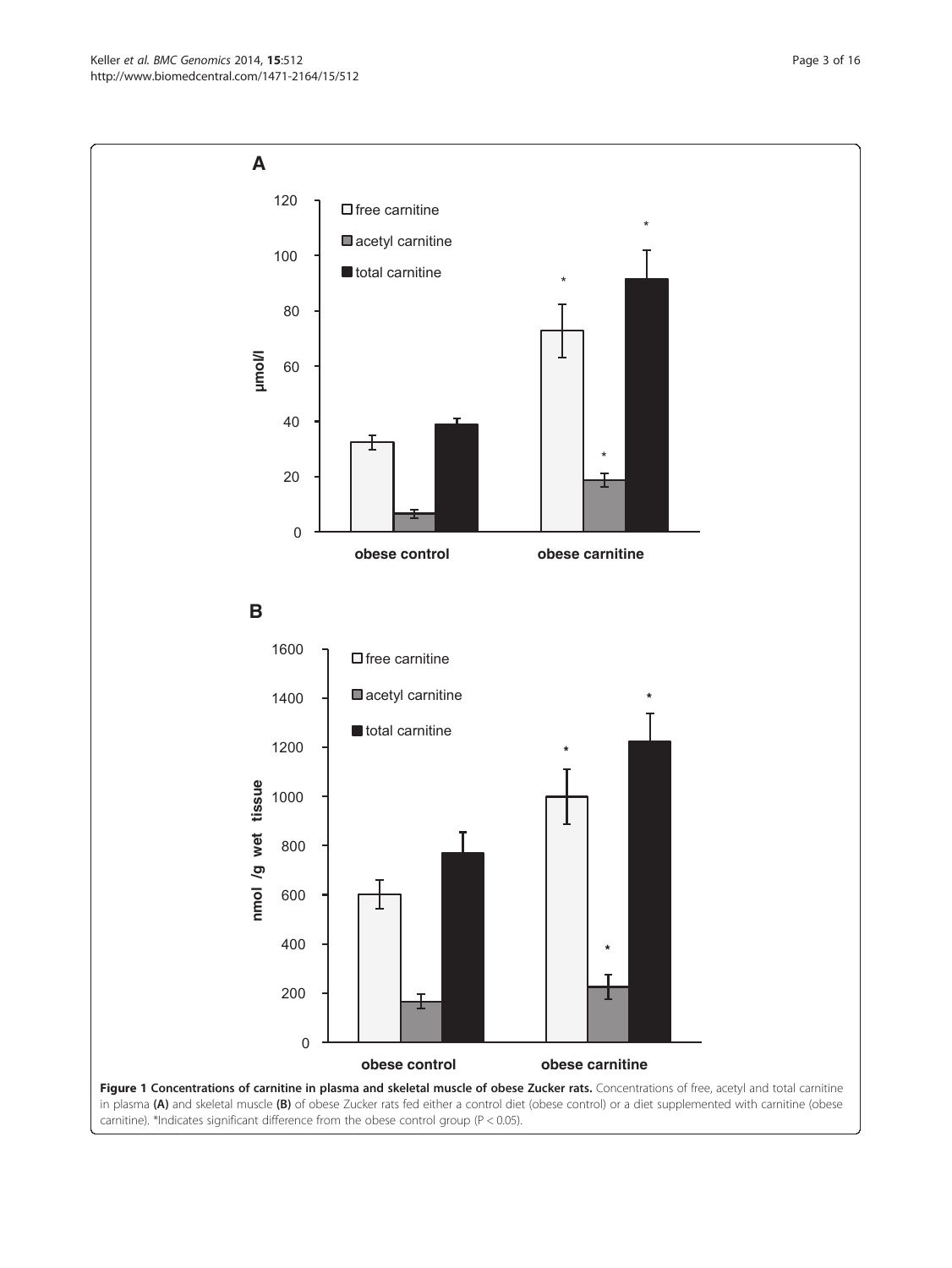**Figure 1 Concentrations of carnitine in plasma and skeletal muscle of obese Zucker rats.** Concentrations of free, acetyl and total carnitine in plasma **(A)** and skeletal muscle **(B)** of obese Zucker rats fed either a control diet (obese control) or a diet supplemented with carnitine (obese carnitine). *Indicates significant difference from the obese control group (P < 0.05).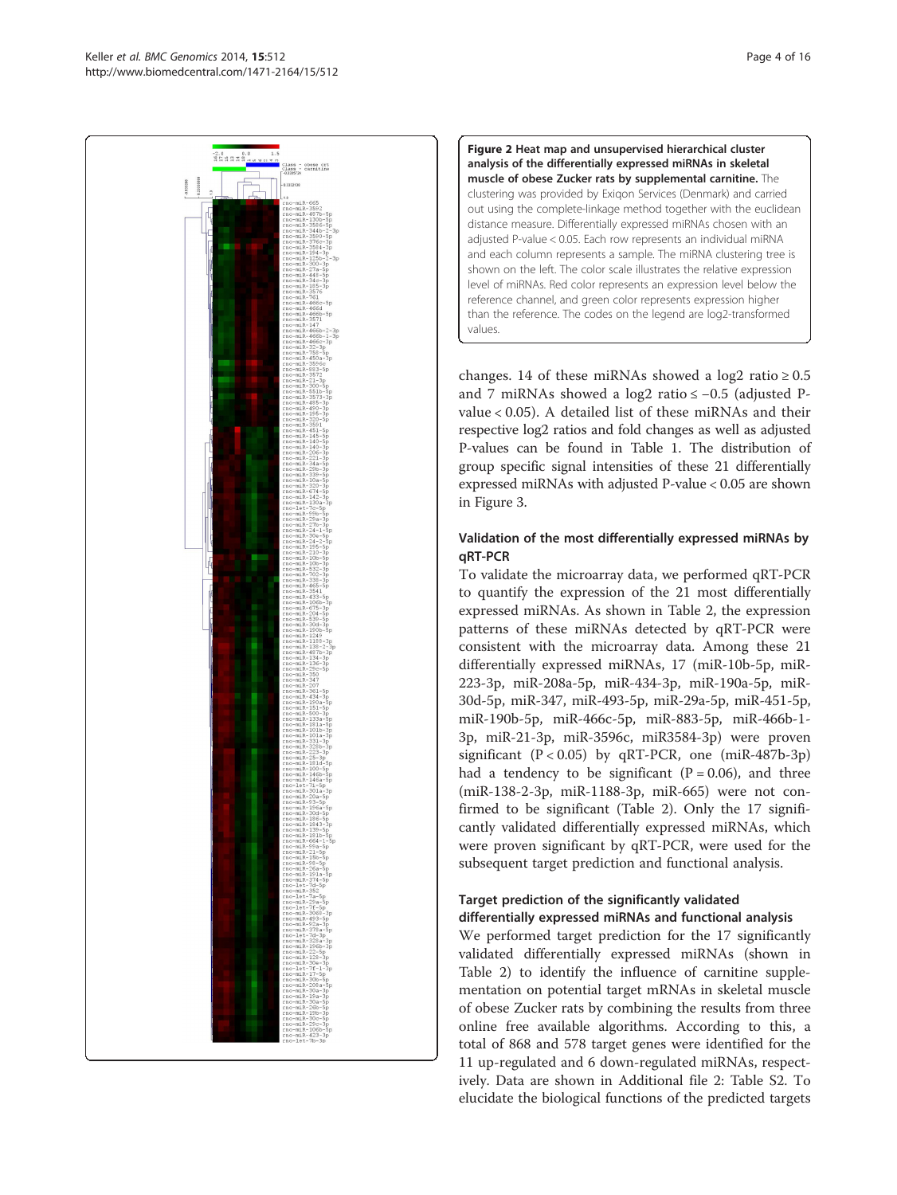**Figure 2 Heat map and unsupervised hierarchical cluster analysis of the differentially expressed miRNAs in skeletal muscle of obese Zucker rats by supplemental carnitine.** The clustering was provided by Exiqon Services (Denmark) and carried out using the complete-linkage method together with the euclidean distance measure. Differentially expressed miRNAs chosen with an adjusted P-value < 0.05. Each row represents an individual miRNA and each column represents a sample. The miRNA clustering tree is shown on the left. The color scale illustrates the relative expression level of miRNAs. Red color represents an expression level below the reference channel, and green color represents expression higher than the reference. The codes on the legend are log2-transformed values.

changes. 14 of these miRNAs showed a log2 ratio ≥ 0.5 and 7 miRNAs showed a log2 ratio ≤ −0.5 (adjusted P-value < 0.05). A detailed list of these miRNAs and their respective log2 ratios and fold changes as well as adjusted P-values can be found in Table 1. The distribution of group specific signal intensities of these 21 differentially expressed miRNAs with adjusted P-value < 0.05 are shown in Figure 3.

### Validation of the most differentially expressed miRNAs by qRT-PCR

To validate the microarray data, we performed qRT-PCR to quantify the expression of the 21 most differentially expressed miRNAs. As shown in Table 2, the expression patterns of these miRNAs detected by qRT-PCR were consistent with the microarray data. Among these 21 differentially expressed miRNAs, 17 (miR-10b-5p, miR-223-3p, miR-208a-5p, miR-434-3p, miR-190a-5p, miR-30d-5p, miR-347, miR-493-5p, miR-29a-5p, miR-451-5p, miR-190b-5p, miR-466c-5p, miR-883-5p, miR-466b-1-3p, miR-21-3p, miR-3596c, miR3584-3p) were proven significant (P < 0.05) by qRT-PCR, one (miR-487b-3p) had a tendency to be significant (P = 0.06), and three (miR-138-2-3p, miR-1188-3p, miR-665) were not confirmed to be significant (Table 2). Only the 17 significantly validated differentially expressed miRNAs, which were proven significant by qRT-PCR, were used for the subsequent target prediction and functional analysis.

### Target prediction of the significantly validated differentially expressed miRNAs and functional analysis

We performed target prediction for the 17 significantly validated differentially expressed miRNAs (shown in Table 2) to identify the influence of carnitine supplementation on potential target mRNAs in skeletal muscle of obese Zucker rats by combining the results from three online free available algorithms. According to this, a total of 868 and 578 target genes were identified for the 11 up-regulated and 6 down-regulated miRNAs, respectively. Data are shown in Additional file 2: Table S2. To elucidate the biological functions of the predicted targets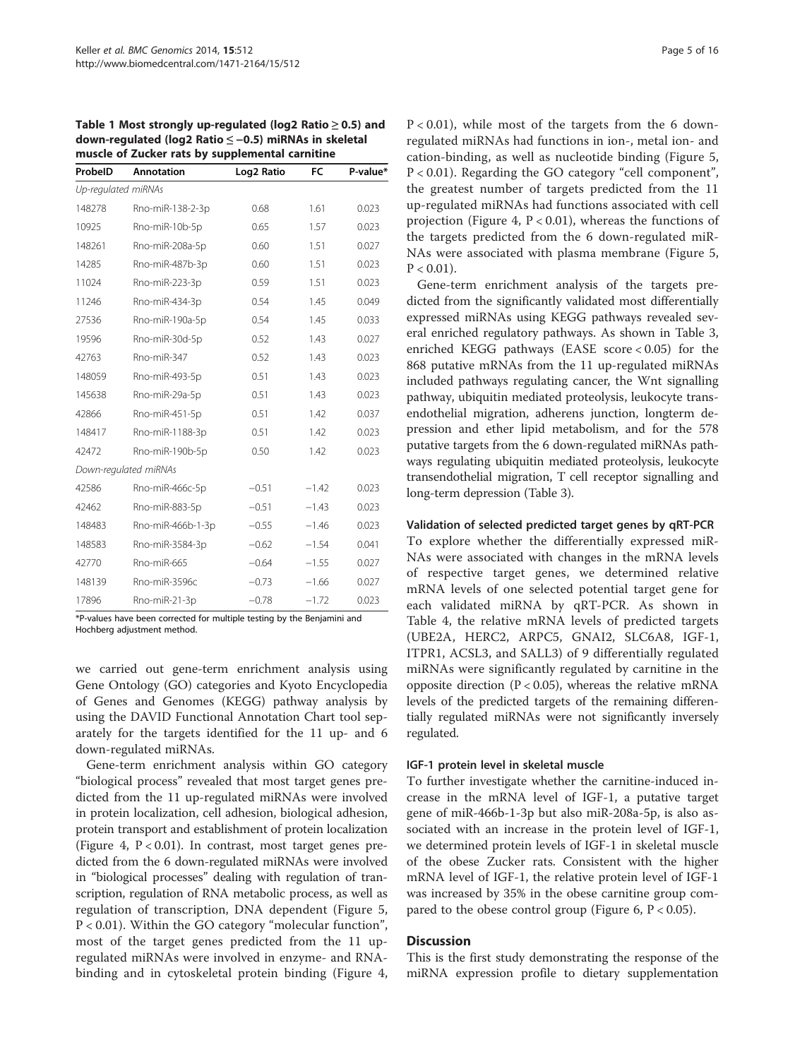**Table 1 Most strongly up-regulated (log2 Ratio ≥ 0.5) and down-regulated (log2 Ratio ≤ −0.5) miRNAs in skeletal muscle of Zucker rats by supplemental carnitine**

| ProbeID | Annotation | Log2 Ratio | FC | P-value* |
|---|---|---|---|---|
| *Up-regulated miRNAs* | | | | |
| 148278 | Rno-miR-138-2-3p | 0.68 | 1.61 | 0.023 |
| 10925 | Rno-miR-10b-5p | 0.65 | 1.57 | 0.023 |
| 148261 | Rno-miR-208a-5p | 0.60 | 1.51 | 0.027 |
| 14285 | Rno-miR-487b-3p | 0.60 | 1.51 | 0.023 |
| 11024 | Rno-miR-223-3p | 0.59 | 1.51 | 0.023 |
| 11246 | Rno-miR-434-3p | 0.54 | 1.45 | 0.049 |
| 27536 | Rno-miR-190a-5p | 0.54 | 1.45 | 0.033 |
| 19596 | Rno-miR-30d-5p | 0.52 | 1.43 | 0.027 |
| 42763 | Rno-miR-347 | 0.52 | 1.43 | 0.023 |
| 148059 | Rno-miR-493-5p | 0.51 | 1.43 | 0.023 |
| 145638 | Rno-miR-29a-5p | 0.51 | 1.43 | 0.023 |
| 42866 | Rno-miR-451-5p | 0.51 | 1.42 | 0.037 |
| 148417 | Rno-miR-1188-3p | 0.51 | 1.42 | 0.023 |
| 42472 | Rno-miR-190b-5p | 0.50 | 1.42 | 0.023 |
| *Down-regulated miRNAs* | | | | |
| 42586 | Rno-miR-466c-5p | −0.51 | −1.42 | 0.023 |
| 42462 | Rno-miR-883-5p | −0.51 | −1.43 | 0.023 |
| 148483 | Rno-miR-466b-1-3p | −0.55 | −1.46 | 0.023 |
| 148583 | Rno-miR-3584-3p | −0.62 | −1.54 | 0.041 |
| 42770 | Rno-miR-665 | −0.64 | −1.55 | 0.027 |
| 148139 | Rno-miR-3596c | −0.73 | −1.66 | 0.027 |
| 17896 | Rno-miR-21-3p | −0.78 | −1.72 | 0.023 |

*P-values have been corrected for multiple testing by the Benjamini and Hochberg adjustment method.

we carried out gene-term enrichment analysis using Gene Ontology (GO) categories and Kyoto Encyclopedia of Genes and Genomes (KEGG) pathway analysis by using the DAVID Functional Annotation Chart tool separately for the targets identified for the 11 up- and 6 down-regulated miRNAs.

Gene-term enrichment analysis within GO category "biological process" revealed that most target genes predicted from the 11 up-regulated miRNAs were involved in protein localization, cell adhesion, biological adhesion, protein transport and establishment of protein localization (Figure 4, $P < 0.01$). In contrast, most target genes predicted from the 6 down-regulated miRNAs were involved in "biological processes" dealing with regulation of transcription, regulation of RNA metabolic process, as well as regulation of transcription, DNA dependent (Figure 5, $P < 0.01$). Within the GO category "molecular function", most of the target genes predicted from the 11 up-regulated miRNAs were involved in enzyme- and RNA-binding and in cytoskeletal protein binding (Figure 4, $P < 0.01$), while most of the targets from the 6 down-regulated miRNAs had functions in ion-, metal ion- and cation-binding, as well as nucleotide binding (Figure 5, $P < 0.01$). Regarding the GO category "cell component", the greatest number of targets predicted from the 11 up-regulated miRNAs had functions associated with cell projection (Figure 4, $P < 0.01$), whereas the functions of the targets predicted from the 6 down-regulated miRNAs were associated with plasma membrane (Figure 5, $P < 0.01$).

Gene-term enrichment analysis of the targets predicted from the significantly validated most differentially expressed miRNAs using KEGG pathways revealed several enriched regulatory pathways. As shown in Table 3, enriched KEGG pathways (EASE score < 0.05) for the 868 putative mRNAs from the 11 up-regulated miRNAs included pathways regulating cancer, the Wnt signalling pathway, ubiquitin mediated proteolysis, leukocyte transendothelial migration, adherens junction, longterm depression and ether lipid metabolism, and for the 578 putative targets from the 6 down-regulated miRNAs pathways regulating ubiquitin mediated proteolysis, leukocyte transendothelial migration, T cell receptor signalling and long-term depression (Table 3).

### Validation of selected predicted target genes by qRT-PCR

To explore whether the differentially expressed miRNAs were associated with changes in the mRNA levels of respective target genes, we determined relative mRNA levels of one selected potential target gene for each validated miRNA by qRT-PCR. As shown in Table 4, the relative mRNA levels of predicted targets (UBE2A, HERC2, ARPC5, GNAI2, SLC6A8, IGF-1, ITPR1, ACSL3, and SALL3) of 9 differentially regulated miRNAs were significantly regulated by carnitine in the opposite direction ($P < 0.05$), whereas the relative mRNA levels of the predicted targets of the remaining differentially regulated miRNAs were not significantly inversely regulated.

### IGF-1 protein level in skeletal muscle

To further investigate whether the carnitine-induced increase in the mRNA level of IGF-1, a putative target gene of miR-466b-1-3p but also miR-208a-5p, is also associated with an increase in the protein level of IGF-1, we determined protein levels of IGF-1 in skeletal muscle of the obese Zucker rats. Consistent with the higher mRNA level of IGF-1, the relative protein level of IGF-1 was increased by 35% in the obese carnitine group compared to the obese control group (Figure 6, $P < 0.05$).

## Discussion

This is the first study demonstrating the response of the miRNA expression profile to dietary supplementation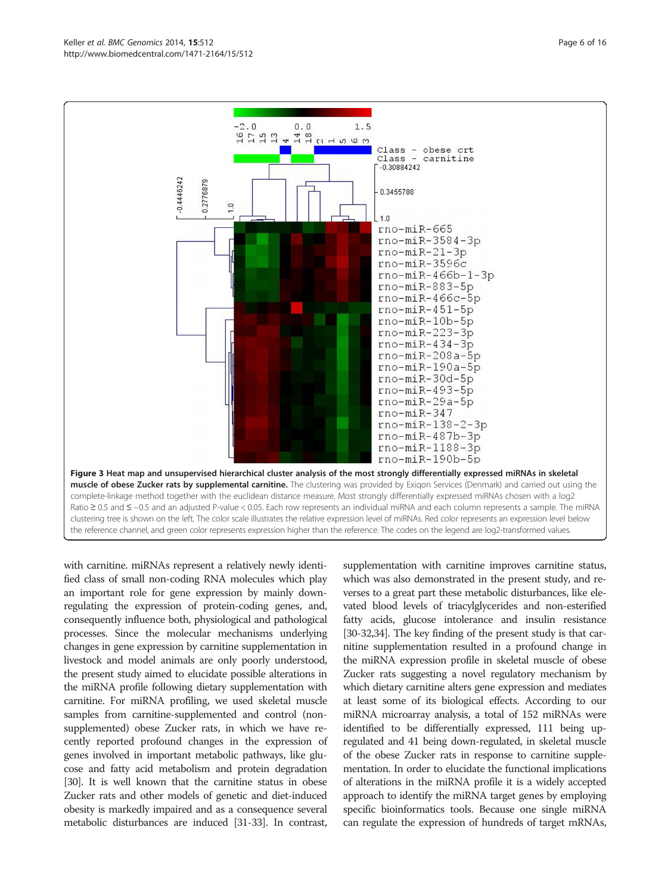**Figure 3 Heat map and unsupervised hierarchical cluster analysis of the most strongly differentially expressed miRNAs in skeletal muscle of obese Zucker rats by supplemental carnitine.** The clustering was provided by Exiqon Services (Denmark) and carried out using the complete-linkage method together with the euclidean distance measure. Most strongly differentially expressed miRNAs chosen with a log2 Ratio ≥ 0.5 and ≤ −0.5 and an adjusted P-value < 0.05. Each row represents an individual miRNA and each column represents a sample. The miRNA clustering tree is shown on the left. The color scale illustrates the relative expression level of miRNAs. Red color represents an expression level below the reference channel, and green color represents expression higher than the reference. The codes on the legend are log2-transformed values.

with carnitine. miRNAs represent a relatively newly identified class of small non-coding RNA molecules which play an important role for gene expression by mainly down-regulating the expression of protein-coding genes, and, consequently influence both, physiological and pathological processes. Since the molecular mechanisms underlying changes in gene expression by carnitine supplementation in livestock and model animals are only poorly understood, the present study aimed to elucidate possible alterations in the miRNA profile following dietary supplementation with carnitine. For miRNA profiling, we used skeletal muscle samples from carnitine-supplemented and control (non-supplemented) obese Zucker rats, in which we have recently reported profound changes in the expression of genes involved in important metabolic pathways, like glucose and fatty acid metabolism and protein degradation [30]. It is well known that the carnitine status in obese Zucker rats and other models of genetic and diet-induced obesity is markedly impaired and as a consequence several metabolic disturbances are induced [31-33]. In contrast, supplementation with carnitine improves carnitine status, which was also demonstrated in the present study, and reverses to a great part these metabolic disturbances, like elevated blood levels of triacylglycerides and non-esterified fatty acids, glucose intolerance and insulin resistance [30-32,34]. The key finding of the present study is that carnitine supplementation resulted in a profound change in the miRNA expression profile in skeletal muscle of obese Zucker rats suggesting a novel regulatory mechanism by which dietary carnitine alters gene expression and mediates at least some of its biological effects. According to our miRNA microarray analysis, a total of 152 miRNAs were identified to be differentially expressed, 111 being up-regulated and 41 being down-regulated, in skeletal muscle of the obese Zucker rats in response to carnitine supplementation. In order to elucidate the functional implications of alterations in the miRNA profile it is a widely accepted approach to identify the miRNA target genes by employing specific bioinformatics tools. Because one single miRNA can regulate the expression of hundreds of target mRNAs,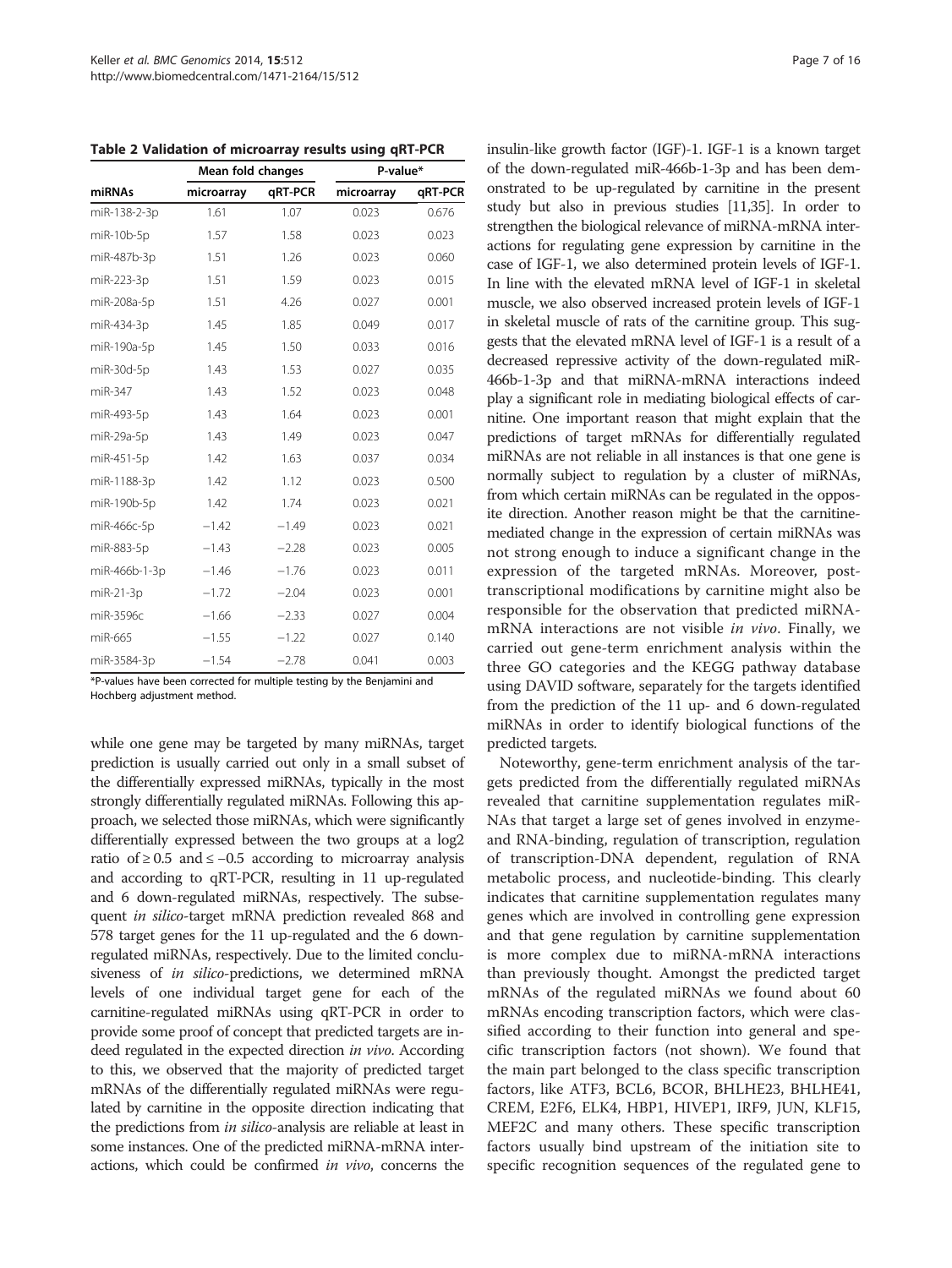**Table 2 Validation of microarray results using qRT-PCR**

| miRNAs | Mean fold changes | | P-value* | |
|---|---|---|---|---|
| | microarray | qRT-PCR | microarray | qRT-PCR |
| miR-138-2-3p | 1.61 | 1.07 | 0.023 | 0.676 |
| miR-10b-5p | 1.57 | 1.58 | 0.023 | 0.023 |
| miR-487b-3p | 1.51 | 1.26 | 0.023 | 0.060 |
| miR-223-3p | 1.51 | 1.59 | 0.023 | 0.015 |
| miR-208a-5p | 1.51 | 4.26 | 0.027 | 0.001 |
| miR-434-3p | 1.45 | 1.85 | 0.049 | 0.017 |
| miR-190a-5p | 1.45 | 1.50 | 0.033 | 0.016 |
| miR-30d-5p | 1.43 | 1.53 | 0.027 | 0.035 |
| miR-347 | 1.43 | 1.52 | 0.023 | 0.048 |
| miR-493-5p | 1.43 | 1.64 | 0.023 | 0.001 |
| miR-29a-5p | 1.43 | 1.49 | 0.023 | 0.047 |
| miR-451-5p | 1.42 | 1.63 | 0.037 | 0.034 |
| miR-1188-3p | 1.42 | 1.12 | 0.023 | 0.500 |
| miR-190b-5p | 1.42 | 1.74 | 0.023 | 0.021 |
| miR-466c-5p | −1.42 | −1.49 | 0.023 | 0.021 |
| miR-883-5p | −1.43 | −2.28 | 0.023 | 0.005 |
| miR-466b-1-3p | −1.46 | −1.76 | 0.023 | 0.011 |
| miR-21-3p | −1.72 | −2.04 | 0.023 | 0.001 |
| miR-3596c | −1.66 | −2.33 | 0.027 | 0.004 |
| miR-665 | −1.55 | −1.22 | 0.027 | 0.140 |
| miR-3584-3p | −1.54 | −2.78 | 0.041 | 0.003 |

*P-values have been corrected for multiple testing by the Benjamini and Hochberg adjustment method.

while one gene may be targeted by many miRNAs, target prediction is usually carried out only in a small subset of the differentially expressed miRNAs, typically in the most strongly differentially regulated miRNAs. Following this approach, we selected those miRNAs, which were significantly differentially expressed between the two groups at a log2 ratio of ≥ 0.5 and ≤ −0.5 according to microarray analysis and according to qRT-PCR, resulting in 11 up-regulated and 6 down-regulated miRNAs, respectively. The subsequent *in silico*-target mRNA prediction revealed 868 and 578 target genes for the 11 up-regulated and the 6 down-regulated miRNAs, respectively. Due to the limited conclusiveness of *in silico*-predictions, we determined mRNA levels of one individual target gene for each of the carnitine-regulated miRNAs using qRT-PCR in order to provide some proof of concept that predicted targets are indeed regulated in the expected direction *in vivo*. According to this, we observed that the majority of predicted target mRNAs of the differentially regulated miRNAs were regulated by carnitine in the opposite direction indicating that the predictions from *in silico*-analysis are reliable at least in some instances. One of the predicted miRNA-mRNA interactions, which could be confirmed *in vivo*, concerns the insulin-like growth factor (IGF)-1. IGF-1 is a known target of the down-regulated miR-466b-1-3p and has been demonstrated to be up-regulated by carnitine in the present study but also in previous studies [11,35]. In order to strengthen the biological relevance of miRNA-mRNA interactions for regulating gene expression by carnitine in the case of IGF-1, we also determined protein levels of IGF-1. In line with the elevated mRNA level of IGF-1 in skeletal muscle, we also observed increased protein levels of IGF-1 in skeletal muscle of rats of the carnitine group. This suggests that the elevated mRNA level of IGF-1 is a result of a decreased repressive activity of the down-regulated miR-466b-1-3p and that miRNA-mRNA interactions indeed play a significant role in mediating biological effects of carnitine. One important reason that might explain that the predictions of target mRNAs for differentially regulated miRNAs are not reliable in all instances is that one gene is normally subject to regulation by a cluster of miRNAs, from which certain miRNAs can be regulated in the opposite direction. Another reason might be that the carnitine-mediated change in the expression of certain miRNAs was not strong enough to induce a significant change in the expression of the targeted mRNAs. Moreover, post-transcriptional modifications by carnitine might also be responsible for the observation that predicted miRNA-mRNA interactions are not visible *in vivo*. Finally, we carried out gene-term enrichment analysis within the three GO categories and the KEGG pathway database using DAVID software, separately for the targets identified from the prediction of the 11 up- and 6 down-regulated miRNAs in order to identify biological functions of the predicted targets.

Noteworthy, gene-term enrichment analysis of the targets predicted from the differentially regulated miRNAs revealed that carnitine supplementation regulates miRNAs that target a large set of genes involved in enzyme- and RNA-binding, regulation of transcription, regulation of transcription-DNA dependent, regulation of RNA metabolic process, and nucleotide-binding. This clearly indicates that carnitine supplementation regulates many genes which are involved in controlling gene expression and that gene regulation by carnitine supplementation is more complex due to miRNA-mRNA interactions than previously thought. Amongst the predicted target mRNAs of the regulated miRNAs we found about 60 mRNAs encoding transcription factors, which were classified according to their function into general and specific transcription factors (not shown). We found that the main part belonged to the class specific transcription factors, like ATF3, BCL6, BCOR, BHLHE23, BHLHE41, CREM, E2F6, ELK4, HBP1, HIVEP1, IRF9, JUN, KLF15, MEF2C and many others. These specific transcription factors usually bind upstream of the initiation site to specific recognition sequences of the regulated gene to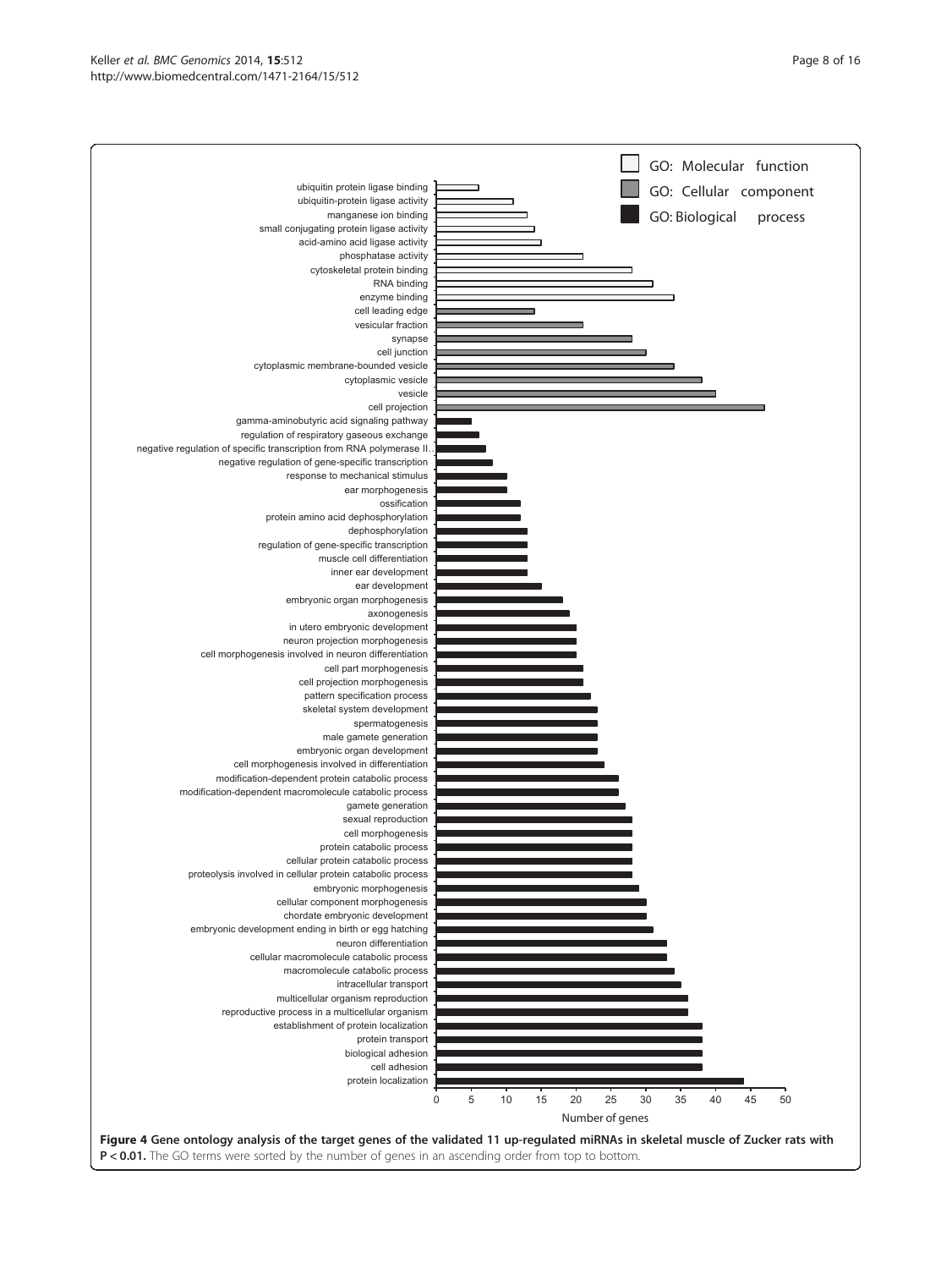**Figure 4 Gene ontology analysis of the target genes of the validated 11 up-regulated miRNAs in skeletal muscle of Zucker rats with P < 0.01.** The GO terms were sorted by the number of genes in an ascending order from top to bottom.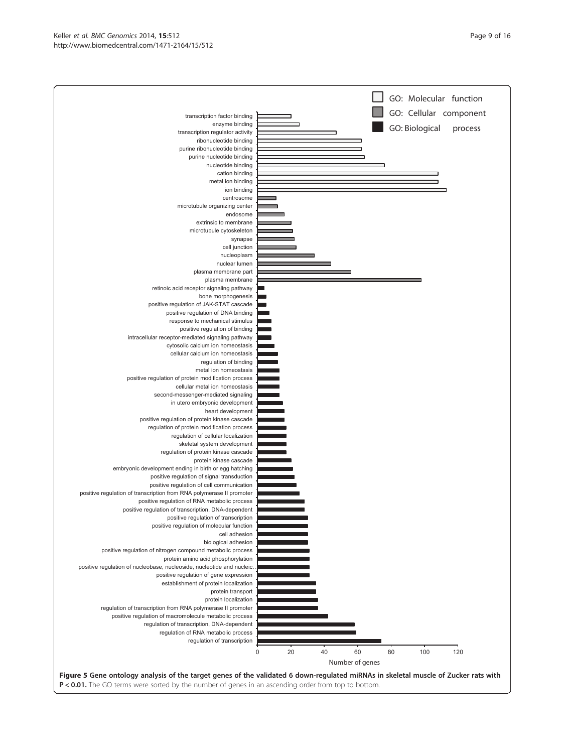**Figure 5 Gene ontology analysis of the target genes of the validated 6 down-regulated miRNAs in skeletal muscle of Zucker rats with P < 0.01.** The GO terms were sorted by the number of genes in an ascending order from top to bottom.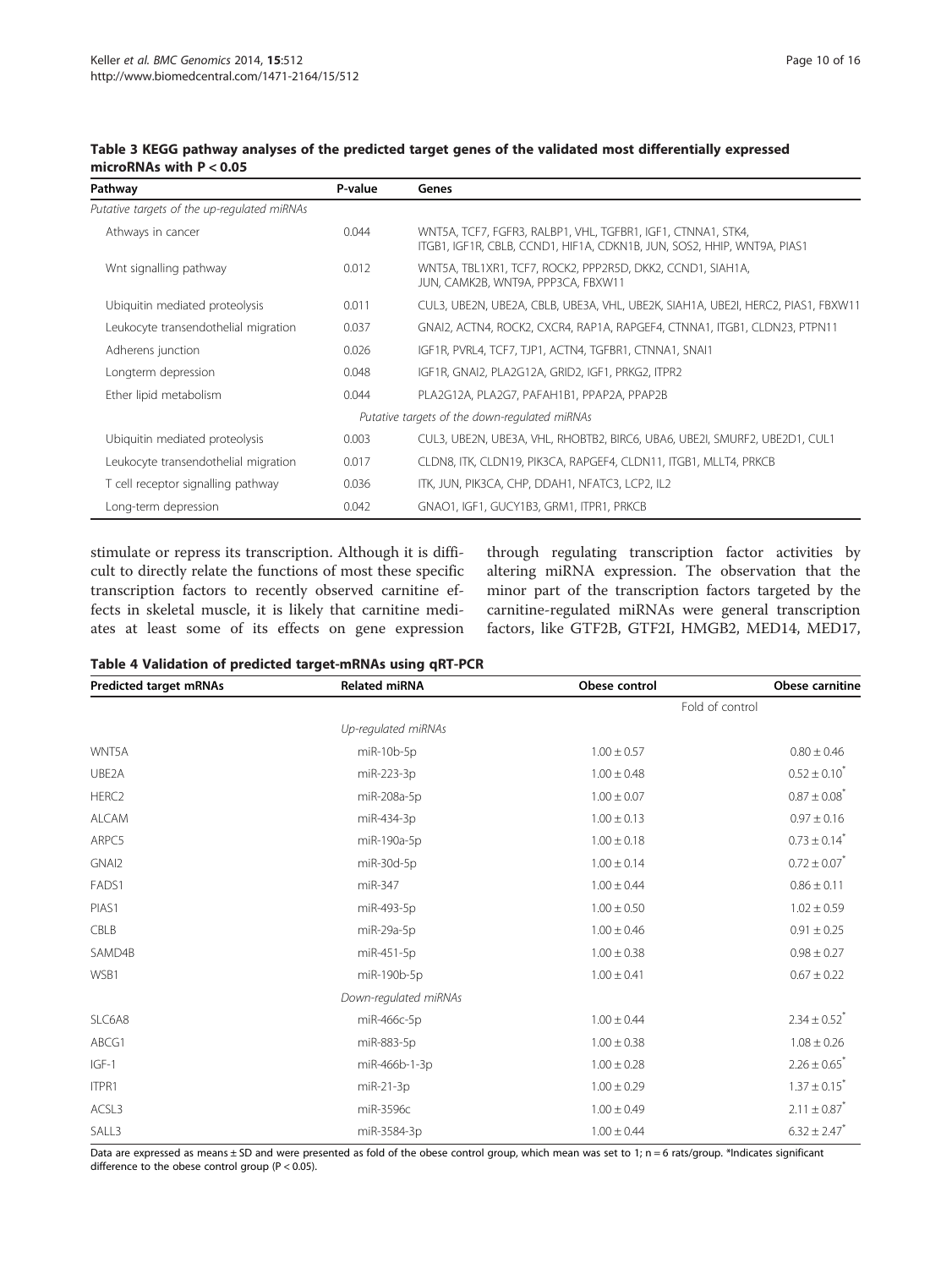**Table 3 KEGG pathway analyses of the predicted target genes of the validated most differentially expressed microRNAs with P < 0.05**

| Pathway | P-value | Genes |
|---|---|---|
| *Putative targets of the up-regulated miRNAs* | | |
| Athways in cancer | 0.044 | WNT5A, TCF7, FGFR3, RALBP1, VHL, TGFBR1, IGF1, CTNNA1, STK4, ITGB1, IGF1R, CBLB, CCND1, HIF1A, CDKN1B, JUN, SOS2, HHIP, WNT9A, PIAS1 |
| Wnt signalling pathway | 0.012 | WNT5A, TBL1XR1, TCF7, ROCK2, PPP2R5D, DKK2, CCND1, SIAH1A, JUN, CAMK2B, WNT9A, PPP3CA, FBXW11 |
| Ubiquitin mediated proteolysis | 0.011 | CUL3, UBE2N, UBE2A, CBLB, UBE3A, VHL, UBE2K, SIAH1A, UBE2I, HERC2, PIAS1, FBXW11 |
| Leukocyte transendothelial migration | 0.037 | GNAI2, ACTN4, ROCK2, CXCR4, RAP1A, RAPGEF4, CTNNA1, ITGB1, CLDN23, PTPN11 |
| Adherens junction | 0.026 | IGF1R, PVRL4, TCF7, TJP1, ACTN4, TGFBR1, CTNNA1, SNAI1 |
| Longterm depression | 0.048 | IGF1R, GNAI2, PLA2G12A, GRID2, IGF1, PRKG2, ITPR2 |
| Ether lipid metabolism | 0.044 | PLA2G12A, PLA2G7, PAFAH1B1, PPAP2A, PPAP2B |
| *Putative targets of the down-regulated miRNAs* | | |
| Ubiquitin mediated proteolysis | 0.003 | CUL3, UBE2N, UBE3A, VHL, RHOBTB2, BIRC6, UBA6, UBE2I, SMURF2, UBE2D1, CUL1 |
| Leukocyte transendothelial migration | 0.017 | CLDN8, ITK, CLDN19, PIK3CA, RAPGEF4, CLDN11, ITGB1, MLLT4, PRKCB |
| T cell receptor signalling pathway | 0.036 | ITK, JUN, PIK3CA, CHP, DDAH1, NFATC3, LCP2, IL2 |
| Long-term depression | 0.042 | GNAO1, IGF1, GUCY1B3, GRM1, ITPR1, PRKCB |

stimulate or repress its transcription. Although it is difficult to directly relate the functions of most these specific transcription factors to recently observed carnitine effects in skeletal muscle, it is likely that carnitine mediates at least some of its effects on gene expression through regulating transcription factor activities by altering miRNA expression. The observation that the minor part of the transcription factors targeted by the carnitine-regulated miRNAs were general transcription factors, like GTF2B, GTF2I, HMGB2, MED14, MED17,

**Table 4 Validation of predicted target-mRNAs using qRT-PCR**

| Predicted target mRNAs | Related miRNA | Obese control | Obese carnitine |
|---|---|---|---|
| | | Fold of control | |
| | *Up-regulated miRNAs* | | |
| WNT5A | miR-10b-5p | 1.00 ± 0.57 | 0.80 ± 0.46 |
| UBE2A | miR-223-3p | 1.00 ± 0.48 | 0.52 ± 0.10* |
| HERC2 | miR-208a-5p | 1.00 ± 0.07 | 0.87 ± 0.08* |
| ALCAM | miR-434-3p | 1.00 ± 0.13 | 0.97 ± 0.16 |
| ARPC5 | miR-190a-5p | 1.00 ± 0.18 | 0.73 ± 0.14* |
| GNAI2 | miR-30d-5p | 1.00 ± 0.14 | 0.72 ± 0.07* |
| FADS1 | miR-347 | 1.00 ± 0.44 | 0.86 ± 0.11 |
| PIAS1 | miR-493-5p | 1.00 ± 0.50 | 1.02 ± 0.59 |
| CBLB | miR-29a-5p | 1.00 ± 0.46 | 0.91 ± 0.25 |
| SAMD4B | miR-451-5p | 1.00 ± 0.38 | 0.98 ± 0.27 |
| WSB1 | miR-190b-5p | 1.00 ± 0.41 | 0.67 ± 0.22 |
| | *Down-regulated miRNAs* | | |
| SLC6A8 | miR-466c-5p | 1.00 ± 0.44 | 2.34 ± 0.52* |
| ABCG1 | miR-883-5p | 1.00 ± 0.38 | 1.08 ± 0.26 |
| IGF-1 | miR-466b-1-3p | 1.00 ± 0.28 | 2.26 ± 0.65* |
| ITPR1 | miR-21-3p | 1.00 ± 0.29 | 1.37 ± 0.15* |
| ACSL3 | miR-3596c | 1.00 ± 0.49 | 2.11 ± 0.87* |
| SALL3 | miR-3584-3p | 1.00 ± 0.44 | 6.32 ± 2.47* |

Data are expressed as means ± SD and were presented as fold of the obese control group, which mean was set to 1; n = 6 rats/group. *Indicates significant difference to the obese control group (P < 0.05).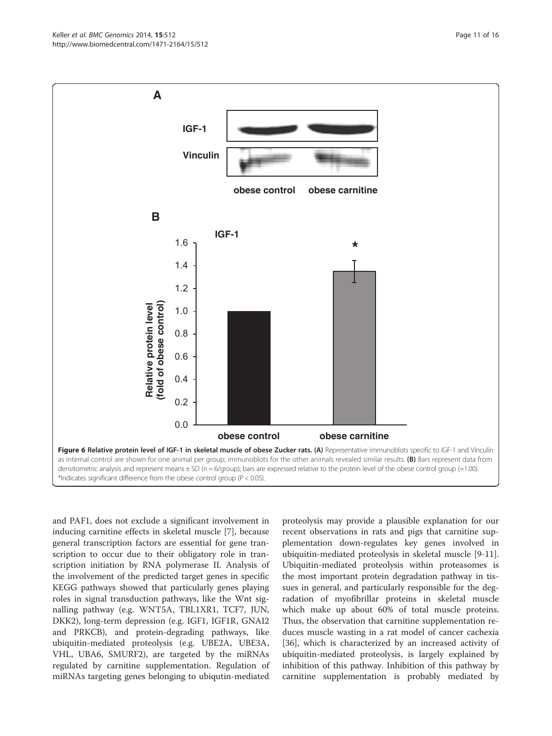**Figure 6 Relative protein level of IGF-1 in skeletal muscle of obese Zucker rats. (A)** Representative immunoblots specific to IGF-1 and Vinculin as internal control are shown for one animal per group; immunoblots for the other animals revealed similar results. **(B)** Bars represent data from densitometric analysis and represent means ± SD (n = 6/group); bars are expressed relative to the protein level of the obese control group (=1.00). *Indicates significant difference from the obese control group (P < 0.05).

and PAF1, does not exclude a significant involvement in inducing carnitine effects in skeletal muscle [7], because general transcription factors are essential for gene transcription to occur due to their obligatory role in transcription initiation by RNA polymerase II. Analysis of the involvement of the predicted target genes in specific KEGG pathways showed that particularly genes playing roles in signal transduction pathways, like the Wnt signalling pathway (e.g. WNT5A, TBL1XR1, TCF7, JUN, DKK2), long-term depression (e.g. IGF1, IGF1R, GNAI2 and PRKCB), and protein-degrading pathways, like ubiquitin-mediated proteolysis (e.g. UBE2A, UBE3A, VHL, UBA6, SMURF2), are targeted by the miRNAs regulated by carnitine supplementation. Regulation of miRNAs targeting genes belonging to ubiqutin-mediated proteolysis may provide a plausible explanation for our recent observations in rats and pigs that carnitine supplementation down-regulates key genes involved in ubiquitin-mediated proteolysis in skeletal muscle [9-11]. Ubiquitin-mediated proteolysis within proteasomes is the most important protein degradation pathway in tissues in general, and particularly responsible for the degradation of myofibrillar proteins in skeletal muscle which make up about 60% of total muscle proteins. Thus, the observation that carnitine supplementation reduces muscle wasting in a rat model of cancer cachexia [36], which is characterized by an increased activity of ubiquitin-mediated proteolysis, is largely explained by inhibition of this pathway. Inhibition of this pathway by carnitine supplementation is probably mediated by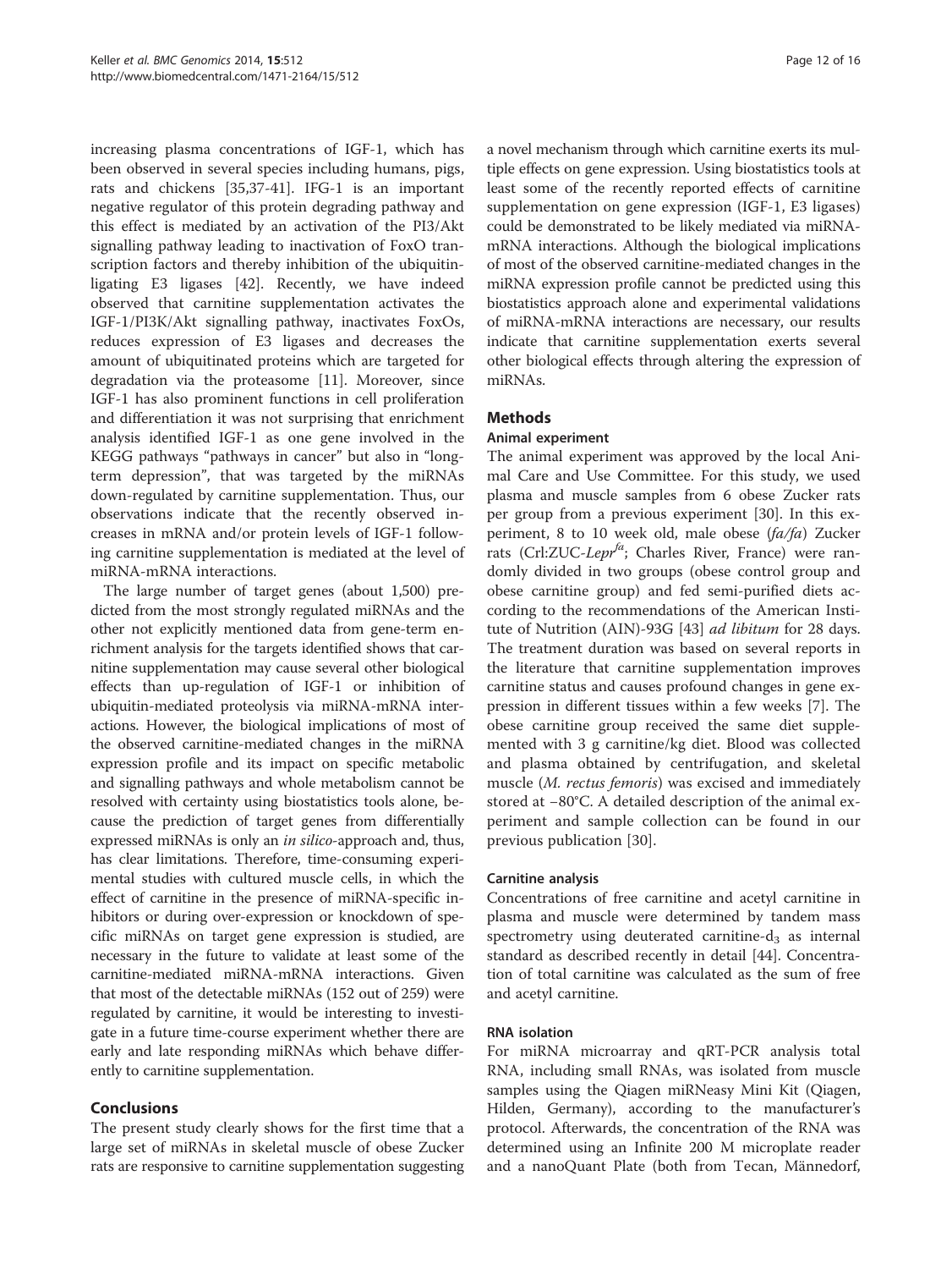increasing plasma concentrations of IGF-1, which has been observed in several species including humans, pigs, rats and chickens [35,37-41]. IFG-1 is an important negative regulator of this protein degrading pathway and this effect is mediated by an activation of the PI3/Akt signalling pathway leading to inactivation of FoxO transcription factors and thereby inhibition of the ubiquitin-ligating E3 ligases [42]. Recently, we have indeed observed that carnitine supplementation activates the IGF-1/PI3K/Akt signalling pathway, inactivates FoxOs, reduces expression of E3 ligases and decreases the amount of ubiquitinated proteins which are targeted for degradation via the proteasome [11]. Moreover, since IGF-1 has also prominent functions in cell proliferation and differentiation it was not surprising that enrichment analysis identified IGF-1 as one gene involved in the KEGG pathways "pathways in cancer" but also in "long-term depression", that was targeted by the miRNAs down-regulated by carnitine supplementation. Thus, our observations indicate that the recently observed increases in mRNA and/or protein levels of IGF-1 following carnitine supplementation is mediated at the level of miRNA-mRNA interactions.

The large number of target genes (about 1,500) predicted from the most strongly regulated miRNAs and the other not explicitly mentioned data from gene-term enrichment analysis for the targets identified shows that carnitine supplementation may cause several other biological effects than up-regulation of IGF-1 or inhibition of ubiquitin-mediated proteolysis via miRNA-mRNA interactions. However, the biological implications of most of the observed carnitine-mediated changes in the miRNA expression profile and its impact on specific metabolic and signalling pathways and whole metabolism cannot be resolved with certainty using biostatistics tools alone, because the prediction of target genes from differentially expressed miRNAs is only an *in silico*-approach and, thus, has clear limitations. Therefore, time-consuming experimental studies with cultured muscle cells, in which the effect of carnitine in the presence of miRNA-specific inhibitors or during over-expression or knockdown of specific miRNAs on target gene expression is studied, are necessary in the future to validate at least some of the carnitine-mediated miRNA-mRNA interactions. Given that most of the detectable miRNAs (152 out of 259) were regulated by carnitine, it would be interesting to investigate in a future time-course experiment whether there are early and late responding miRNAs which behave differently to carnitine supplementation.

## Conclusions

The present study clearly shows for the first time that a large set of miRNAs in skeletal muscle of obese Zucker rats are responsive to carnitine supplementation suggesting a novel mechanism through which carnitine exerts its multiple effects on gene expression. Using biostatistics tools at least some of the recently reported effects of carnitine supplementation on gene expression (IGF-1, E3 ligases) could be demonstrated to be likely mediated via miRNA-mRNA interactions. Although the biological implications of most of the observed carnitine-mediated changes in the miRNA expression profile cannot be predicted using this biostatistics approach alone and experimental validations of miRNA-mRNA interactions are necessary, our results indicate that carnitine supplementation exerts several other biological effects through altering the expression of miRNAs.

## Methods

### Animal experiment

The animal experiment was approved by the local Animal Care and Use Committee. For this study, we used plasma and muscle samples from 6 obese Zucker rats per group from a previous experiment [30]. In this experiment, 8 to 10 week old, male obese (*fa/fa*) Zucker rats (Crl:ZUC-*Lepr*[fa]; Charles River, France) were randomly divided in two groups (obese control group and obese carnitine group) and fed semi-purified diets according to the recommendations of the American Institute of Nutrition (AIN)-93G [43] *ad libitum* for 28 days. The treatment duration was based on several reports in the literature that carnitine supplementation improves carnitine status and causes profound changes in gene expression in different tissues within a few weeks [7]. The obese carnitine group received the same diet supplemented with 3 g carnitine/kg diet. Blood was collected and plasma obtained by centrifugation, and skeletal muscle (*M. rectus femoris*) was excised and immediately stored at −80°C. A detailed description of the animal experiment and sample collection can be found in our previous publication [30].

### Carnitine analysis

Concentrations of free carnitine and acetyl carnitine in plasma and muscle were determined by tandem mass spectrometry using deuterated carnitine-$d_3$ as internal standard as described recently in detail [44]. Concentration of total carnitine was calculated as the sum of free and acetyl carnitine.

### RNA isolation

For miRNA microarray and qRT-PCR analysis total RNA, including small RNAs, was isolated from muscle samples using the Qiagen miRNeasy Mini Kit (Qiagen, Hilden, Germany), according to the manufacturer's protocol. Afterwards, the concentration of the RNA was determined using an Infinite 200 M microplate reader and a nanoQuant Plate (both from Tecan, Männedorf,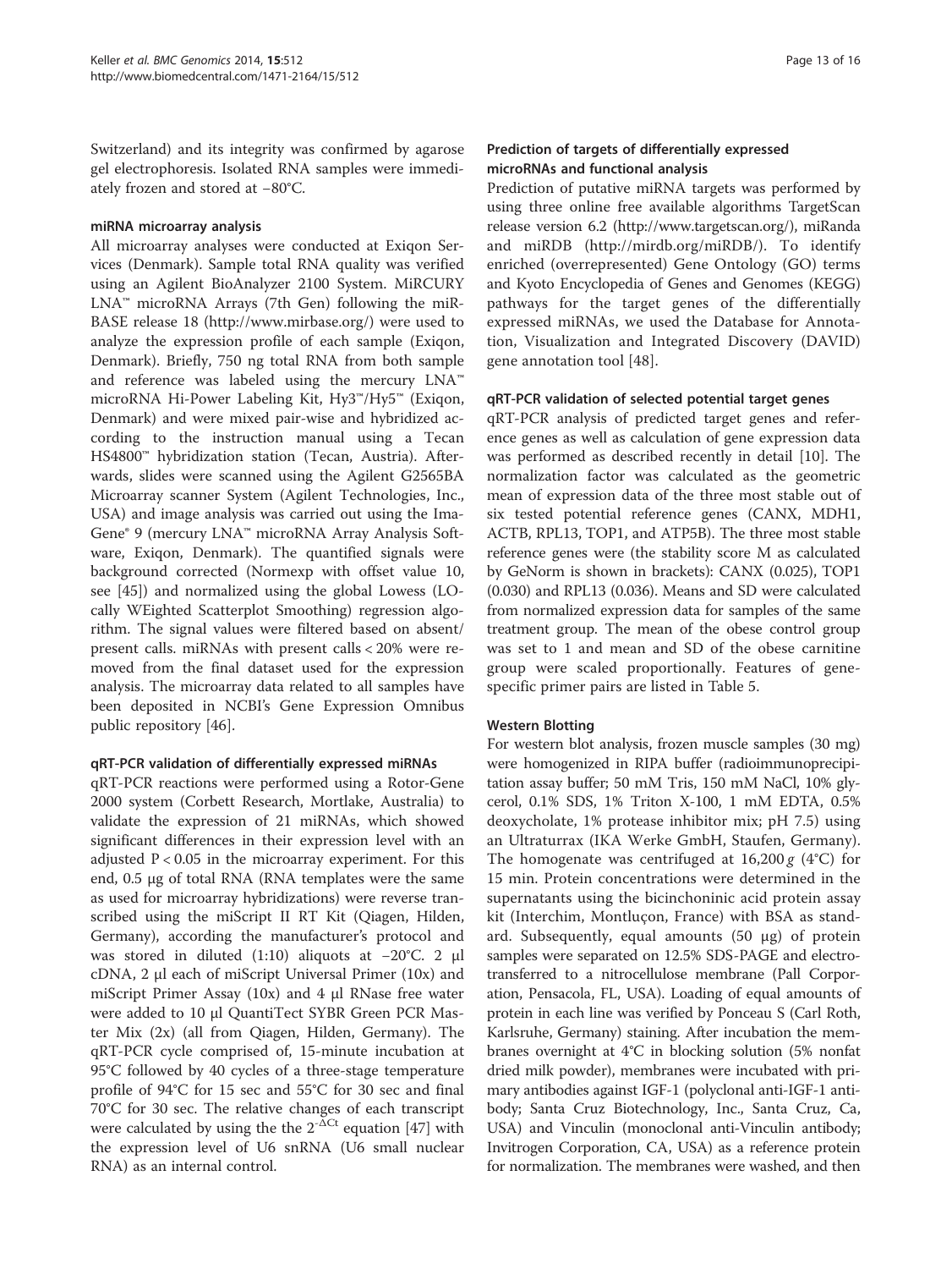Switzerland) and its integrity was confirmed by agarose gel electrophoresis. Isolated RNA samples were immediately frozen and stored at −80°C.

#### miRNA microarray analysis

All microarray analyses were conducted at Exiqon Services (Denmark). Sample total RNA quality was verified using an Agilent BioAnalyzer 2100 System. MiRCURY LNA™ microRNA Arrays (7th Gen) following the miRBASE release 18 (http://www.mirbase.org/) were used to analyze the expression profile of each sample (Exiqon, Denmark). Briefly, 750 ng total RNA from both sample and reference was labeled using the mercury LNA™ microRNA Hi-Power Labeling Kit, Hy3™/Hy5™ (Exiqon, Denmark) and were mixed pair-wise and hybridized according to the instruction manual using a Tecan HS4800™ hybridization station (Tecan, Austria). Afterwards, slides were scanned using the Agilent G2565BA Microarray scanner System (Agilent Technologies, Inc., USA) and image analysis was carried out using the ImaGene® 9 (mercury LNA™ microRNA Array Analysis Software, Exiqon, Denmark). The quantified signals were background corrected (Normexp with offset value 10, see [45]) and normalized using the global Lowess (LOcally WEighted Scatterplot Smoothing) regression algorithm. The signal values were filtered based on absent/present calls. miRNAs with present calls < 20% were removed from the final dataset used for the expression analysis. The microarray data related to all samples have been deposited in NCBI's Gene Expression Omnibus public repository [46].

#### qRT-PCR validation of differentially expressed miRNAs

qRT-PCR reactions were performed using a Rotor-Gene 2000 system (Corbett Research, Mortlake, Australia) to validate the expression of 21 miRNAs, which showed significant differences in their expression level with an adjusted $P < 0.05$ in the microarray experiment. For this end, 0.5 μg of total RNA (RNA templates were the same as used for microarray hybridizations) were reverse transcribed using the miScript II RT Kit (Qiagen, Hilden, Germany), according the manufacturer's protocol and was stored in diluted (1:10) aliquots at −20°C. 2 μl cDNA, 2 μl each of miScript Universal Primer (10x) and miScript Primer Assay (10x) and 4 μl RNase free water were added to 10 μl QuantiTect SYBR Green PCR Master Mix (2x) (all from Qiagen, Hilden, Germany). The qRT-PCR cycle comprised of, 15-minute incubation at 95°C followed by 40 cycles of a three-stage temperature profile of 94°C for 15 sec and 55°C for 30 sec and final 70°C for 30 sec. The relative changes of each transcript were calculated by using the the $2^{-\Delta Ct}$ equation [47] with the expression level of U6 snRNA (U6 small nuclear RNA) as an internal control.

#### Prediction of targets of differentially expressed microRNAs and functional analysis

Prediction of putative miRNA targets was performed by using three online free available algorithms TargetScan release version 6.2 (http://www.targetscan.org/), miRanda and miRDB (http://mirdb.org/miRDB/). To identify enriched (overrepresented) Gene Ontology (GO) terms and Kyoto Encyclopedia of Genes and Genomes (KEGG) pathways for the target genes of the differentially expressed miRNAs, we used the Database for Annotation, Visualization and Integrated Discovery (DAVID) gene annotation tool [48].

#### qRT-PCR validation of selected potential target genes

qRT-PCR analysis of predicted target genes and reference genes as well as calculation of gene expression data was performed as described recently in detail [10]. The normalization factor was calculated as the geometric mean of expression data of the three most stable out of six tested potential reference genes (CANX, MDH1, ACTB, RPL13, TOP1, and ATP5B). The three most stable reference genes were (the stability score M as calculated by GeNorm is shown in brackets): CANX (0.025), TOP1 (0.030) and RPL13 (0.036). Means and SD were calculated from normalized expression data for samples of the same treatment group. The mean of the obese control group was set to 1 and mean and SD of the obese carnitine group were scaled proportionally. Features of gene-specific primer pairs are listed in Table 5.

#### Western Blotting

For western blot analysis, frozen muscle samples (30 mg) were homogenized in RIPA buffer (radioimmunoprecipitation assay buffer; 50 mM Tris, 150 mM NaCl, 10% glycerol, 0.1% SDS, 1% Triton X-100, 1 mM EDTA, 0.5% deoxycholate, 1% protease inhibitor mix; pH 7.5) using an Ultraturrax (IKA Werke GmbH, Staufen, Germany). The homogenate was centrifuged at 16,200 *g* (4°C) for 15 min. Protein concentrations were determined in the supernatants using the bicinchoninic acid protein assay kit (Interchim, Montluçon, France) with BSA as standard. Subsequently, equal amounts (50 μg) of protein samples were separated on 12.5% SDS-PAGE and electrotransferred to a nitrocellulose membrane (Pall Corporation, Pensacola, FL, USA). Loading of equal amounts of protein in each line was verified by Ponceau S (Carl Roth, Karlsruhe, Germany) staining. After incubation the membranes overnight at 4°C in blocking solution (5% nonfat dried milk powder), membranes were incubated with primary antibodies against IGF-1 (polyclonal anti-IGF-1 antibody; Santa Cruz Biotechnology, Inc., Santa Cruz, Ca, USA) and Vinculin (monoclonal anti-Vinculin antibody; Invitrogen Corporation, CA, USA) as a reference protein for normalization. The membranes were washed, and then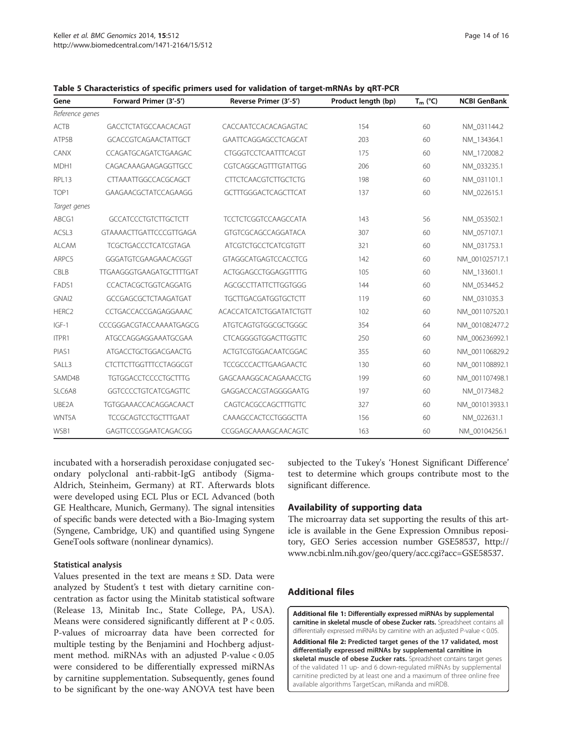**Table 5 Characteristics of specific primers used for validation of target-mRNAs by qRT-PCR**

| Gene | Forward Primer (3′-5′) | Reverse Primer (3′-5′) | Product length (bp) | $T_m$ (°C) | NCBI GenBank |
|---|---|---|---|---|---|
| *Reference genes* | | | | | |
| ACTB | GACCTCTATGCCAACACAGT | CACCAATCCACACAGAGTAC | 154 | 60 | NM_031144.2 |
| ATP5B | GCACCGTCAGAACTATTGCT | GAATTCAGGAGCCTCAGCAT | 203 | 60 | NM_134364.1 |
| CANX | CCAGATGCAGATCTGAAGAC | CTGGGTCCTCAATTTCACGT | 175 | 60 | NM_172008.2 |
| MDH1 | CAGACAAAGAAGAGGTTGCC | CGTCAGGCAGTTTGTATTGG | 206 | 60 | NM_033235.1 |
| RPL13 | CTTAAATTGGCCACGCAGCT | CTTCTCAACGTCTTGCTCTG | 198 | 60 | NM_031101.1 |
| TOP1 | GAAGAACGCTATCCAGAAGG | GCTTTGGGACTCAGCTTCAT | 137 | 60 | NM_022615.1 |
| *Target genes* | | | | | |
| ABCG1 | GCCATCCCTGTCTTGCTCTT | TCCTCTCGGTCCAAGCCATA | 143 | 56 | NM_053502.1 |
| ACSL3 | GTAAAACTTGATTCCCGTTGAGA | GTGTCGCAGCCAGGATACA | 307 | 60 | NM_057107.1 |
| ALCAM | TCGCTGACCCTCATCGTAGA | ATCGTCTGCCTCATCGTGTT | 321 | 60 | NM_031753.1 |
| ARPC5 | GGGATGTCGAAGAACACGGT | GTAGGCATGAGTCCACCTCG | 142 | 60 | NM_001025717.1 |
| CBLB | TTGAAGGGTGAAGATGCTTTTGAT | ACTGGAGCCTGGAGGTTTTG | 105 | 60 | NM_133601.1 |
| FADS1 | CCACTACGCTGGTCAGGATG | AGCGCCTTATTCTTGGTGGG | 144 | 60 | NM_053445.2 |
| GNAI2 | GCCGAGCGCTCTAAGATGAT | TGCTTGACGATGGTGCTCTT | 119 | 60 | NM_031035.3 |
| HERC2 | CCTGACCACCGAGAGGAAAC | ACACCATCATCTGGATATCTGTT | 102 | 60 | NM_001107520.1 |
| IGF-1 | CCCGGGACGTACCAAAATGAGCG | ATGTCAGTGTGGCGCTGGGC | 354 | 64 | NM_001082477.2 |
| ITPR1 | ATGCCAGGAGGAAATGCGAA | CTCAGGGGTGGACTTGGTTC | 250 | 60 | NM_006236992.1 |
| PIAS1 | ATGACCTGCTGGACGAACTG | ACTGTCGTGGACAATCGGAC | 355 | 60 | NM_001106829.2 |
| SALL3 | CTCTTCTTGGTTTCCTAGGCGT | TCCGCCCACTTGAAGAACTC | 130 | 60 | NM_001108892.1 |
| SAMD4B | TGTGGACCTCCCCTGCTTTG | GAGCAAAGGCACAGAAACCTG | 199 | 60 | NM_001107498.1 |
| SLC6A8 | GGTCCCCTGTCATCGAGTTC | GAGGACCACGTAGGGGAATG | 197 | 60 | NM_017348.2 |
| UBE2A | TGTGGAAACCACAGGACAACT | CAGTCACGCCAGCTTTGTTC | 327 | 60 | NM_001013933.1 |
| WNT5A | TCCGCAGTCCTGCTTTGAAT | CAAAGCCACTCCTGGGCTTA | 156 | 60 | NM_022631.1 |
| WSB1 | GAGTTCCCGGAATCAGACGG | CCGGAGCAAAAGCAACAGTC | 163 | 60 | NM_00104256.1 |

incubated with a horseradish peroxidase conjugated secondary polyclonal anti-rabbit-IgG antibody (Sigma-Aldrich, Steinheim, Germany) at RT. Afterwards blots were developed using ECL Plus or ECL Advanced (both GE Healthcare, Munich, Germany). The signal intensities of specific bands were detected with a Bio-Imaging system (Syngene, Cambridge, UK) and quantified using Syngene GeneTools software (nonlinear dynamics).

#### Statistical analysis

Values presented in the text are means ± SD. Data were analyzed by Student's t test with dietary carnitine concentration as factor using the Minitab statistical software (Release 13, Minitab Inc., State College, PA, USA). Means were considered significantly different at $P < 0.05$. P-values of microarray data have been corrected for multiple testing by the Benjamini and Hochberg adjustment method. miRNAs with an adjusted P-value < 0.05 were considered to be differentially expressed miRNAs by carnitine supplementation. Subsequently, genes found to be significant by the one-way ANOVA test have been subjected to the Tukey's 'Honest Significant Difference' test to determine which groups contribute most to the significant difference.

### Availability of supporting data

The microarray data set supporting the results of this article is available in the Gene Expression Omnibus repository, GEO Series accession number GSE58537, http://www.ncbi.nlm.nih.gov/geo/query/acc.cgi?acc=GSE58537.

## Additional files

**Additional file 1: Differentially expressed miRNAs by supplemental carnitine in skeletal muscle of obese Zucker rats.** Spreadsheet contains all differentially expressed miRNAs by carnitine with an adjusted P-value < 0.05.

**Additional file 2: Predicted target genes of the 17 validated, most differentially expressed miRNAs by supplemental carnitine in skeletal muscle of obese Zucker rats.** Spreadsheet contains target genes of the validated 11 up- and 6 down-regulated miRNAs by supplemental carnitine predicted by at least one and a maximum of three online free available algorithms TargetScan, miRanda and miRDB.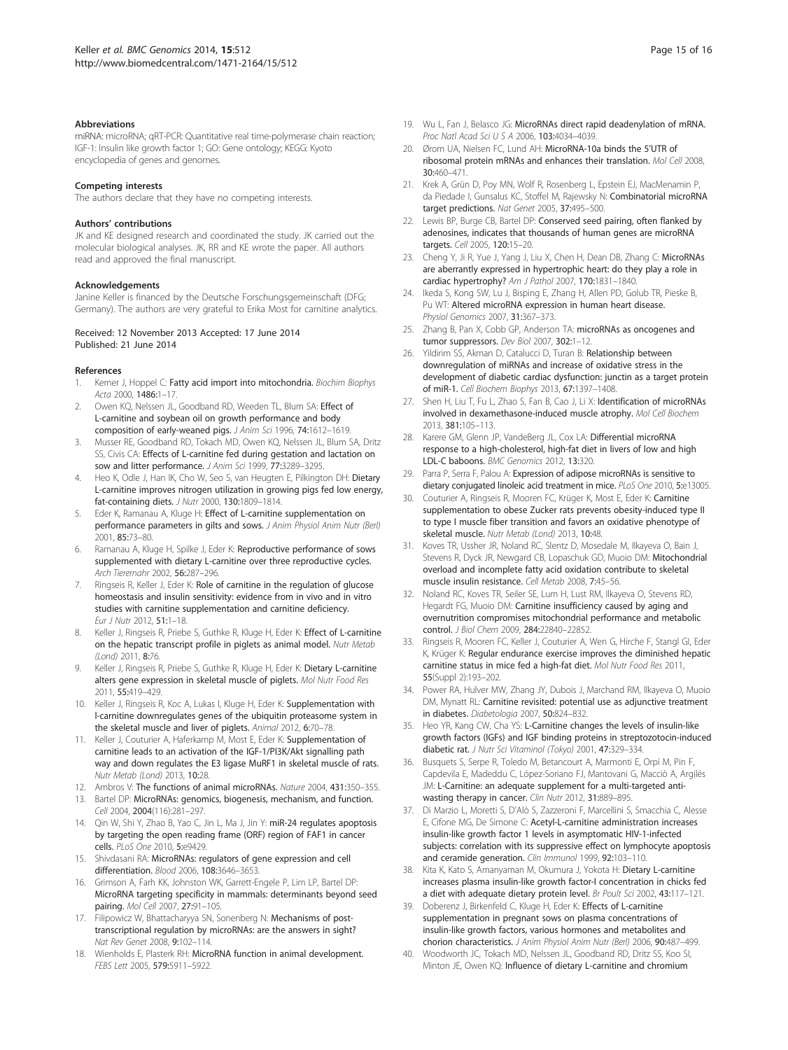#### Abbreviations

miRNA: microRNA; qRT-PCR: Quantitative real time-polymerase chain reaction; IGF-1: Insulin like growth factor 1; GO: Gene ontology; KEGG: Kyoto encyclopedia of genes and genomes.

#### Competing interests

The authors declare that they have no competing interests.

#### Authors' contributions

JK and KE designed research and coordinated the study. JK carried out the molecular biological analyses. JK, RR and KE wrote the paper. All authors read and approved the final manuscript.

#### Acknowledgements

Janine Keller is financed by the Deutsche Forschungsgemeinschaft (DFG; Germany). The authors are very grateful to Erika Most for carnitine analytics.

Received: 12 November 2013 Accepted: 17 June 2014
Published: 21 June 2014

#### References

1. Kerner J, Hoppel C: **Fatty acid import into mitochondria.** *Biochim Biophys Acta* 2000, **1486:**1–17.
2. Owen KQ, Nelssen JL, Goodband RD, Weeden TL, Blum SA: **Effect of L-carnitine and soybean oil on growth performance and body composition of early-weaned pigs.** *J Anim Sci* 1996, **74:**1612–1619.
3. Musser RE, Goodband RD, Tokach MD, Owen KQ, Nelssen JL, Blum SA, Dritz SS, Civis CA: **Effects of L-carnitine fed during gestation and lactation on sow and litter performance.** *J Anim Sci* 1999, **77:**3289–3295.
4. Heo K, Odle J, Han IK, Cho W, Seo S, van Heugten E, Pilkington DH: **Dietary L-carnitine improves nitrogen utilization in growing pigs fed low energy, fat-containing diets.** *J Nutr* 2000, **130:**1809–1814.
5. Eder K, Ramanau A, Kluge H: **Effect of L-carnitine supplementation on performance parameters in gilts and sows.** *J Anim Physiol Anim Nutr (Berl)* 2001, **85:**73–80.
6. Ramanau A, Kluge H, Spilke J, Eder K: **Reproductive performance of sows supplemented with dietary L-carnitine over three reproductive cycles.** *Arch Tierernahr* 2002, **56:**287–296.
7. Ringseis R, Keller J, Eder K: **Role of carnitine in the regulation of glucose homeostasis and insulin sensitivity: evidence from in vivo and in vitro studies with carnitine supplementation and carnitine deficiency.** *Eur J Nutr* 2012, **51:**1–18.
8. Keller J, Ringseis R, Priebe S, Guthke R, Kluge H, Eder K: **Effect of L-carnitine on the hepatic transcript profile in piglets as animal model.** *Nutr Metab (Lond)* 2011, **8:**76.
9. Keller J, Ringseis R, Priebe S, Guthke R, Kluge H, Eder K: **Dietary L-carnitine alters gene expression in skeletal muscle of piglets.** *Mol Nutr Food Res* 2011, **55:**419–429.
10. Keller J, Ringseis R, Koc A, Lukas I, Kluge H, Eder K: **Supplementation with l-carnitine downregulates genes of the ubiquitin proteasome system in the skeletal muscle and liver of piglets.** *Animal* 2012, **6:**70–78.
11. Keller J, Couturier A, Haferkamp M, Most E, Eder K: **Supplementation of carnitine leads to an activation of the IGF-1/PI3K/Akt signalling path way and down regulates the E3 ligase MuRF1 in skeletal muscle of rats.** *Nutr Metab (Lond)* 2013, **10:**28.
12. Ambros V: **The functions of animal microRNAs.** *Nature* 2004, **431:**350–355.
13. Bartel DP: **MicroRNAs: genomics, biogenesis, mechanism, and function.** *Cell* 2004, **2004**(116):281–297.
14. Qin W, Shi Y, Zhao B, Yao C, Jin L, Ma J, Jin Y: **miR-24 regulates apoptosis by targeting the open reading frame (ORF) region of FAF1 in cancer cells.** *PLoS One* 2010, **5:**e9429.
15. Shivdasani RA: **MicroRNAs: regulators of gene expression and cell differentiation.** *Blood* 2006, **108:**3646–3653.
16. Grimson A, Farh KK, Johnston WK, Garrett-Engele P, Lim LP, Bartel DP: **MicroRNA targeting specificity in mammals: determinants beyond seed pairing.** *Mol Cell* 2007, **27:**91–105.
17. Filipowicz W, Bhattacharyya SN, Sonenberg N: **Mechanisms of post-transcriptional regulation by microRNAs: are the answers in sight?** *Nat Rev Genet* 2008, **9:**102–114.
18. Wienholds E, Plasterk RH: **MicroRNA function in animal development.** *FEBS Lett* 2005, **579:**5911–5922.
19. Wu L, Fan J, Belasco JG: **MicroRNAs direct rapid deadenylation of mRNA.** *Proc Natl Acad Sci U S A* 2006, **103:**4034–4039.
20. Ørom UA, Nielsen FC, Lund AH: **MicroRNA-10a binds the 5′UTR of ribosomal protein mRNAs and enhances their translation.** *Mol Cell* 2008, **30:**460–471.
21. Krek A, Grün D, Poy MN, Wolf R, Rosenberg L, Epstein EJ, MacMenamin P, da Piedade I, Gunsalus KC, Stoffel M, Rajewsky N: **Combinatorial microRNA target predictions.** *Nat Genet* 2005, **37:**495–500.
22. Lewis BP, Burge CB, Bartel DP: **Conserved seed pairing, often flanked by adenosines, indicates that thousands of human genes are microRNA targets.** *Cell* 2005, **120:**15–20.
23. Cheng Y, Ji R, Yue J, Yang J, Liu X, Chen H, Dean DB, Zhang C: **MicroRNAs are aberrantly expressed in hypertrophic heart: do they play a role in cardiac hypertrophy?** *Am J Pathol* 2007, **170:**1831–1840.
24. Ikeda S, Kong SW, Lu J, Bisping E, Zhang H, Allen PD, Golub TR, Pieske B, Pu WT: **Altered microRNA expression in human heart disease.** *Physiol Genomics* 2007, **31:**367–373.
25. Zhang B, Pan X, Cobb GP, Anderson TA: **microRNAs as oncogenes and tumor suppressors.** *Dev Biol* 2007, **302:**1–12.
26. Yildirim SS, Akman D, Catalucci D, Turan B: **Relationship between downregulation of miRNAs and increase of oxidative stress in the development of diabetic cardiac dysfunction: junctin as a target protein of miR-1.** *Cell Biochem Biophys* 2013, **67:**1397–1408.
27. Shen H, Liu T, Fu L, Zhao S, Fan B, Cao J, Li X: **Identification of microRNAs involved in dexamethasone-induced muscle atrophy.** *Mol Cell Biochem* 2013, **381:**105–113.
28. Karere GM, Glenn JP, VandeBerg JL, Cox LA: **Differential microRNA response to a high-cholesterol, high-fat diet in livers of low and high LDL-C baboons.** *BMC Genomics* 2012, **13:**320.
29. Parra P, Serra F, Palou A: **Expression of adipose microRNAs is sensitive to dietary conjugated linoleic acid treatment in mice.** *PLoS One* 2010, **5:**e13005.
30. Couturier A, Ringseis R, Mooren FC, Krüger K, Most E, Eder K: **Carnitine supplementation to obese Zucker rats prevents obesity-induced type II to type I muscle fiber transition and favors an oxidative phenotype of skeletal muscle.** *Nutr Metab (Lond)* 2013, **10:**48.
31. Koves TR, Ussher JR, Noland RC, Slentz D, Mosedale M, Ilkayeva O, Bain J, Stevens R, Dyck JR, Newgard CB, Lopaschuk GD, Muoio DM: **Mitochondrial overload and incomplete fatty acid oxidation contribute to skeletal muscle insulin resistance.** *Cell Metab* 2008, **7:**45–56.
32. Noland RC, Koves TR, Seiler SE, Lum H, Lust RM, Ilkayeva O, Stevens RD, Hegardt FG, Muoio DM: **Carnitine insufficiency caused by aging and overnutrition compromises mitochondrial performance and metabolic control.** *J Biol Chem* 2009, **284:**22840–22852.
33. Ringseis R, Mooren FC, Keller J, Couturier A, Wen G, Hirche F, Stangl GI, Eder K, Krüger K: **Regular endurance exercise improves the diminished hepatic carnitine status in mice fed a high-fat diet.** *Mol Nutr Food Res* 2011, **55**(Suppl 2):193–202.
34. Power RA, Hulver MW, Zhang JY, Dubois J, Marchand RM, Ilkayeva O, Muoio DM, Mynatt RL: **Carnitine revisited: potential use as adjunctive treatment in diabetes.** *Diabetologia* 2007, **50:**824–832.
35. Heo YR, Kang CW, Cha YS: **L-Carnitine changes the levels of insulin-like growth factors (IGFs) and IGF binding proteins in streptozotocin-induced diabetic rat.** *J Nutr Sci Vitaminol (Tokyo)* 2001, **47:**329–334.
36. Busquets S, Serpe R, Toledo M, Betancourt A, Marmonti E, Orpí M, Pin F, Capdevila E, Madeddu C, López-Soriano FJ, Mantovani G, Macciò A, Argilés JM: **L-Carnitine: an adequate supplement for a multi-targeted anti-wasting therapy in cancer.** *Clin Nutr* 2012, **31:**889–895.
37. Di Marzio L, Moretti S, D'Alò S, Zazzeroni F, Marcellini S, Smacchia C, Alesse E, Cifone MG, De Simone C: **Acetyl-L-carnitine administration increases insulin-like growth factor 1 levels in asymptomatic HIV-1-infected subjects: correlation with its suppressive effect on lymphocyte apoptosis and ceramide generation.** *Clin Immunol* 1999, **92:**103–110.
38. Kita K, Kato S, Amanyaman M, Okumura J, Yokota H: **Dietary L-carnitine increases plasma insulin-like growth factor-I concentration in chicks fed a diet with adequate dietary protein level.** *Br Poult Sci* 2002, **43:**117–121.
39. Doberenz J, Birkenfeld C, Kluge H, Eder K: **Effects of L-carnitine supplementation in pregnant sows on plasma concentrations of insulin-like growth factors, various hormones and metabolites and chorion characteristics.** *J Anim Physiol Anim Nutr (Berl)* 2006, **90:**487–499.
40. Woodworth JC, Tokach MD, Nelssen JL, Goodband RD, Dritz SS, Koo SI, Minton JE, Owen KQ: **Influence of dietary L-carnitine and chromium**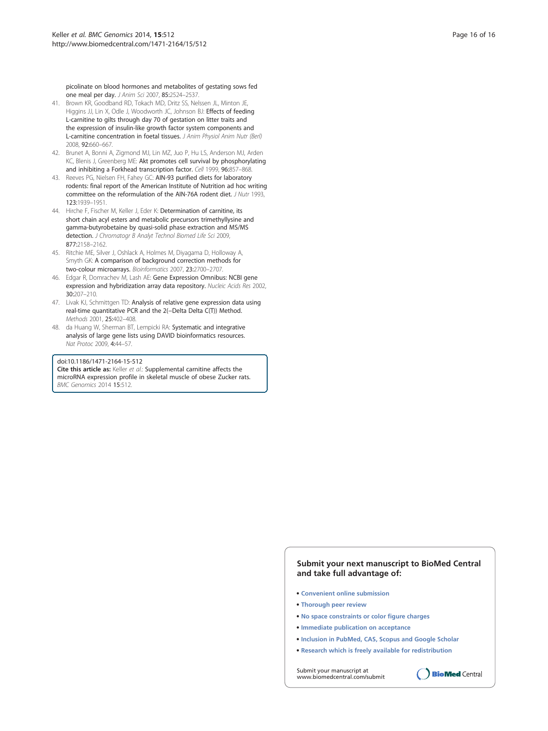picolinate on blood hormones and metabolites of gestating sows fed one meal per day. *J Anim Sci* 2007, **85:**2524–2537.

41. Brown KR, Goodband RD, Tokach MD, Dritz SS, Nelssen JL, Minton JE, Higgins JJ, Lin X, Odle J, Woodworth JC, Johnson BJ: Effects of feeding L-carnitine to gilts through day 70 of gestation on litter traits and the expression of insulin-like growth factor system components and L-carnitine concentration in foetal tissues. *J Anim Physiol Anim Nutr (Berl)* 2008, **92:**660–667.
42. Brunet A, Bonni A, Zigmond MJ, Lin MZ, Juo P, Hu LS, Anderson MJ, Arden KC, Blenis J, Greenberg ME: Akt promotes cell survival by phosphorylating and inhibiting a Forkhead transcription factor. *Cell* 1999, **96:**857–868.
43. Reeves PG, Nielsen FH, Fahey GC: AIN-93 purified diets for laboratory rodents: final report of the American Institute of Nutrition ad hoc writing committee on the reformulation of the AIN-76A rodent diet. *J Nutr* 1993, **123:**1939–1951.
44. Hirche F, Fischer M, Keller J, Eder K: Determination of carnitine, its short chain acyl esters and metabolic precursors trimethyllysine and gamma-butyrobetaine by quasi-solid phase extraction and MS/MS detection. *J Chromatogr B Analyt Technol Biomed Life Sci* 2009, **877:**2158–2162.
45. Ritchie ME, Silver J, Oshlack A, Holmes M, Diyagama D, Holloway A, Smyth GK: A comparison of background correction methods for two-colour microarrays. *Bioinformatics* 2007, **23:**2700–2707.
46. Edgar R, Domrachev M, Lash AE: Gene Expression Omnibus: NCBI gene expression and hybridization array data repository. *Nucleic Acids Res* 2002, **30:**207–210.
47. Livak KJ, Schmittgen TD: Analysis of relative gene expression data using real-time quantitative PCR and the 2(−Delta Delta C(T)) Method. *Methods* 2001, **25:**402–408.
48. da Huang W, Sherman BT, Lempicki RA: Systematic and integrative analysis of large gene lists using DAVID bioinformatics resources. *Nat Protoc* 2009, **4:**44–57.

doi:10.1186/1471-2164-15-512
**Cite this article as:** Keller *et al.*: Supplemental carnitine affects the microRNA expression profile in skeletal muscle of obese Zucker rats. *BMC Genomics* 2014 **15**:512.

**Submit your next manuscript to BioMed Central and take full advantage of:**

- **Convenient online submission**
- **Thorough peer review**
- **No space constraints or color figure charges**
- **Immediate publication on acceptance**
- **Inclusion in PubMed, CAS, Scopus and Google Scholar**
- **Research which is freely available for redistribution**

Submit your manuscript at
www.biomedcentral.com/submit

BioMed Central